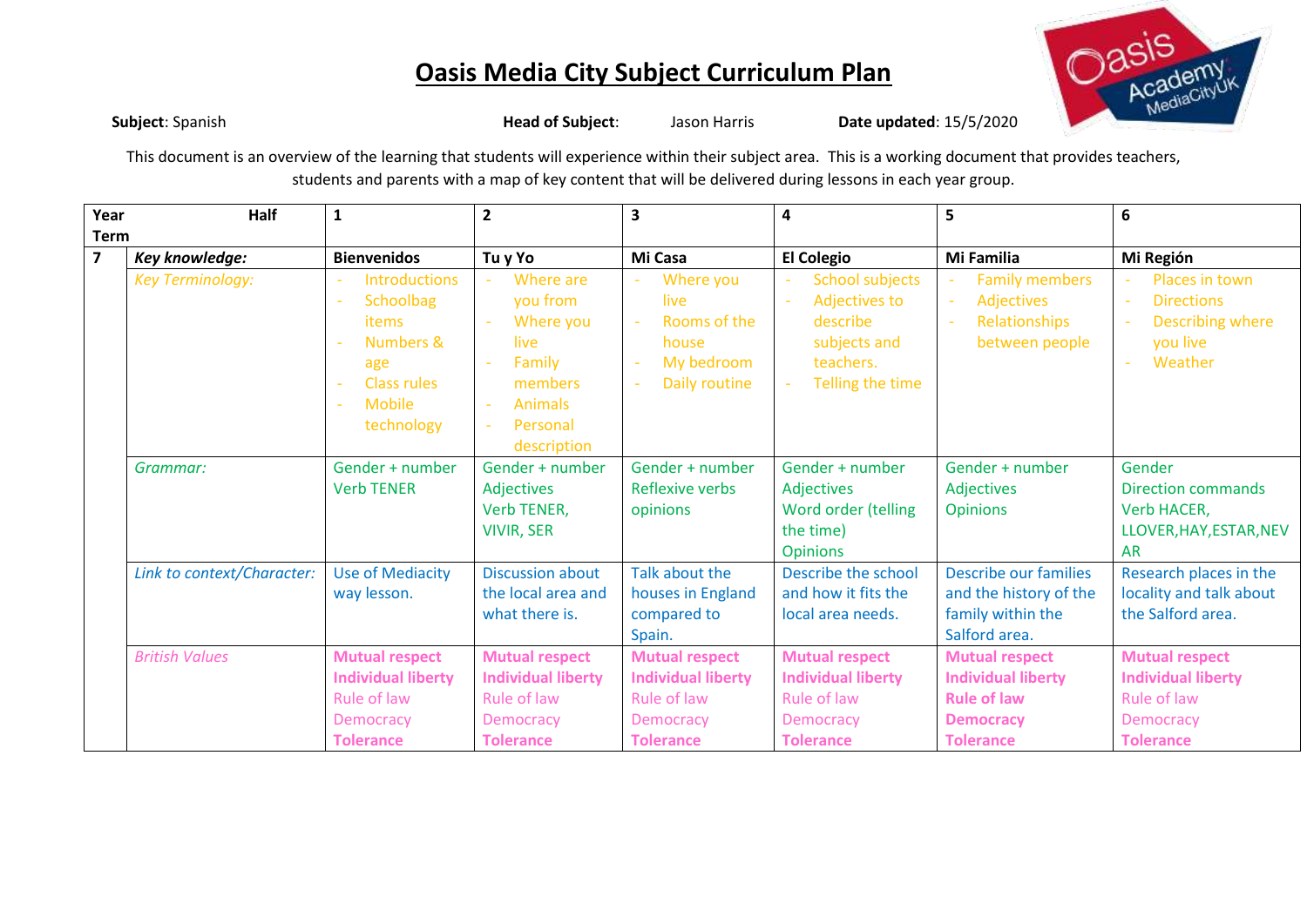# Oasis Media City Subject Curriculum Plan

**Subject**: Spanish **Head of Subject**: Jason Harris **Date updated**: 15/5/2020

This document is an overview of the learning that students will experience within their subject area. This is a working document that provides teachers, students and parents with a map of key content that will be delivered during lessons in each year group.

| Year | Half Term | 1 | 2 | 3 | 4 | 5 | 6 |
|---|---|---|---|---|---|---|---|
| **7** | ***Key knowledge:*** | **Bienvenidos** | **Tu y Yo** | **Mi Casa** | **El Colegio** | **Mi Familia** | **Mi Región** |
| | *Key Terminology:* | - Introductions<br>- Schoolbag items<br>- Numbers & age<br>- Class rules<br>- Mobile technology | - Where are you from<br>- Where you live<br>- Family members<br>- Animals<br>- Personal description | - Where you live<br>- Rooms of the house<br>- My bedroom<br>- Daily routine | - School subjects<br>- Adjectives to describe subjects and teachers.<br>- Telling the time | - Family members<br>- Adjectives<br>- Relationships between people | - Places in town<br>- Directions<br>- Describing where you live<br>- Weather |
| | *Grammar:* | Gender + number<br>Verb TENER | Gender + number<br>Adjectives<br>Verb TENER, VIVIR, SER | Gender + number<br>Reflexive verbs<br>opinions | Gender + number<br>Adjectives<br>Word order (telling the time)<br>Opinions | Gender + number<br>Adjectives<br>Opinions | Gender<br>Direction commands<br>Verb HACER, LLOVER,HAY,ESTAR,NEVAR |
| | *Link to context/Character:* | Use of Mediacity way lesson. | Discussion about the local area and what there is. | Talk about the houses in England compared to Spain. | Describe the school and how it fits the local area needs. | Describe our families and the history of the family within the Salford area. | Research places in the locality and talk about the Salford area. |
| | *British Values* | **Mutual respect**<br>**Individual liberty**<br>Rule of law<br>Democracy<br>**Tolerance** | **Mutual respect**<br>**Individual liberty**<br>Rule of law<br>Democracy<br>**Tolerance** | **Mutual respect**<br>**Individual liberty**<br>Rule of law<br>Democracy<br>**Tolerance** | **Mutual respect**<br>**Individual liberty**<br>Rule of law<br>Democracy<br>**Tolerance** | **Mutual respect**<br>**Individual liberty**<br>**Rule of law**<br>**Democracy**<br>**Tolerance** | **Mutual respect**<br>**Individual liberty**<br>Rule of law<br>Democracy<br>**Tolerance** |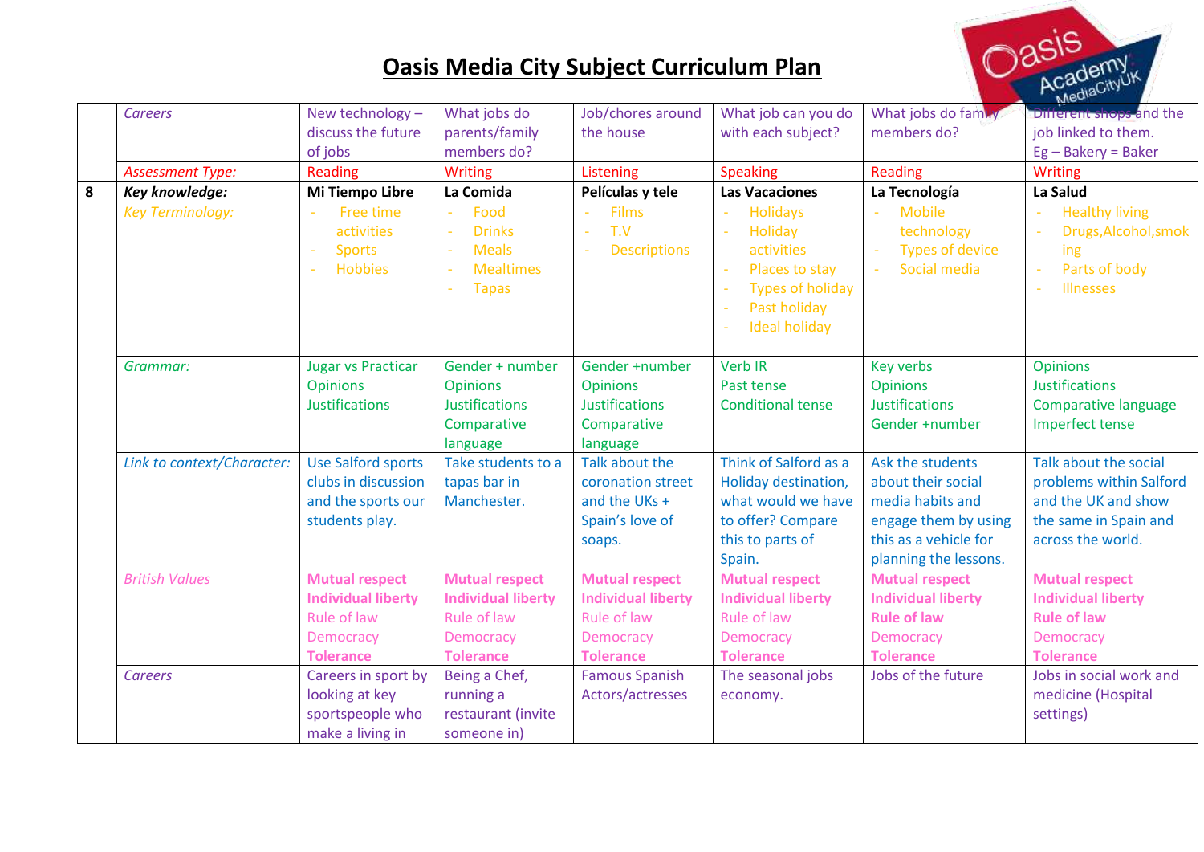# Oasis Media City Subject Curriculum Plan

| | | | | | | | |
|---|---|---|---|---|---|---|---|
| | *Careers* | New technology – discuss the future of jobs | What jobs do parents/family members do? | Job/chores around the house | What job can you do with each subject? | What jobs do family members do? | Different shops and the job linked to them. Eg – Bakery = Baker |
| | *Assessment Type:* | Reading | Writing | Listening | Speaking | Reading | Writing |
| **8** | ***Key knowledge:*** | **Mi Tiempo Libre** | **La Comida** | **Películas y tele** | **Las Vacaciones** | **La Tecnología** | **La Salud** |
| | *Key Terminology:* | - Free time activities<br>- Sports<br>- Hobbies | - Food<br>- Drinks<br>- Meals<br>- Mealtimes<br>- Tapas | - Films<br>- T.V<br>- Descriptions | - Holidays<br>- Holiday activities<br>- Places to stay<br>- Types of holiday<br>- Past holiday<br>- Ideal holiday | - Mobile technology<br>- Types of device<br>- Social media | - Healthy living<br>- Drugs,Alcohol,smoking<br>- Parts of body<br>- Illnesses |
| | *Grammar:* | Jugar vs Practicar<br>Opinions<br>Justifications | Gender + number<br>Opinions<br>Justifications<br>Comparative language | Gender +number<br>Opinions<br>Justifications<br>Comparative language | Verb IR<br>Past tense<br>Conditional tense | Key verbs<br>Opinions<br>Justifications<br>Gender +number | Opinions<br>Justifications<br>Comparative language<br>Imperfect tense |
| | *Link to context/Character:* | Use Salford sports clubs in discussion and the sports our students play. | Take students to a tapas bar in Manchester. | Talk about the coronation street and the UKs + Spain's love of soaps. | Think of Salford as a Holiday destination, what would we have to offer? Compare this to parts of Spain. | Ask the students about their social media habits and engage them by using this as a vehicle for planning the lessons. | Talk about the social problems within Salford and the UK and show the same in Spain and across the world. |
| | *British Values* | **Mutual respect**<br>**Individual liberty**<br>Rule of law<br>Democracy<br>**Tolerance** | **Mutual respect**<br>**Individual liberty**<br>Rule of law<br>Democracy<br>**Tolerance** | **Mutual respect**<br>**Individual liberty**<br>Rule of law<br>Democracy<br>**Tolerance** | **Mutual respect**<br>**Individual liberty**<br>Rule of law<br>Democracy<br>**Tolerance** | **Mutual respect**<br>**Individual liberty**<br>**Rule of law**<br>Democracy<br>**Tolerance** | **Mutual respect**<br>**Individual liberty**<br>**Rule of law**<br>Democracy<br>**Tolerance** |
| | *Careers* | Careers in sport by looking at key sportspeople who make a living in | Being a Chef, running a restaurant (invite someone in) | Famous Spanish Actors/actresses | The seasonal jobs economy. | Jobs of the future | Jobs in social work and medicine (Hospital settings) |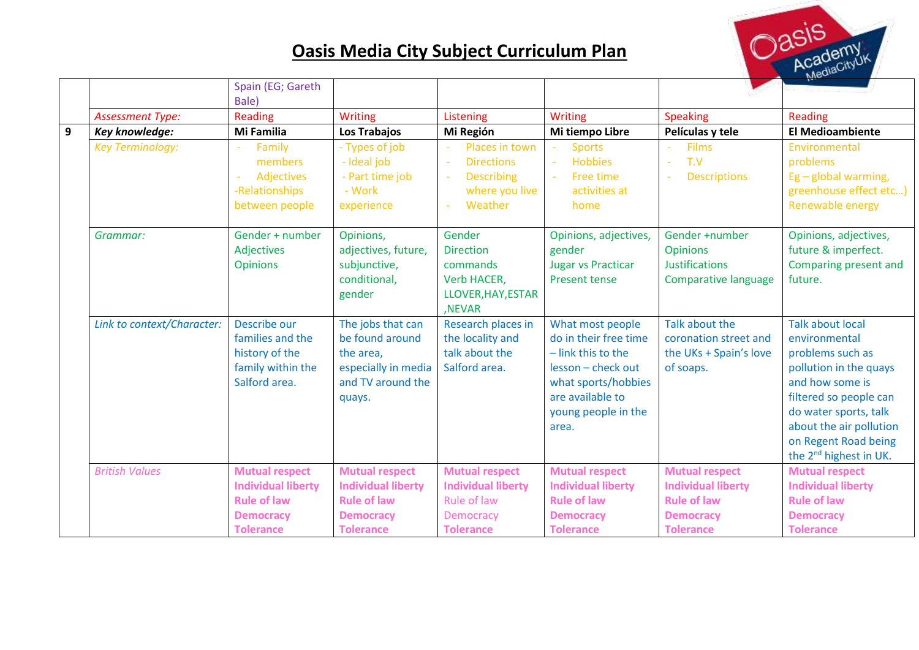# Oasis Media City Subject Curriculum Plan

| | | | | | | | |
|---|---|---|---|---|---|---|---|
| | | Spain (EG; Gareth Bale) | | | | | |
| | *Assessment Type:* | Reading | Writing | Listening | Writing | Speaking | Reading |
| **9** | ***Key knowledge:*** | **Mi Familia** | **Los Trabajos** | **Mi Región** | **Mi tiempo Libre** | **Películas y tele** | **El Medioambiente** |
| | *Key Terminology:* | - Family members<br>- Adjectives<br>-Relationships between people | - Types of job<br>- Ideal job<br>- Part time job<br>- Work experience | - Places in town<br>- Directions<br>- Describing where you live<br>- Weather | - Sports<br>- Hobbies<br>- Free time activities at home | - Films<br>- T.V<br>- Descriptions | Environmental problems<br>Eg – global warming, greenhouse effect etc…)<br>Renewable energy |
| | *Grammar:* | Gender + number<br>Adjectives<br>Opinions | Opinions, adjectives, future, subjunctive, conditional, gender | Gender<br>Direction commands<br>Verb HACER, LLOVER,HAY,ESTAR ,NEVAR | Opinions, adjectives, gender<br>Jugar vs Practicar<br>Present tense | Gender +number<br>Opinions<br>Justifications<br>Comparative language | Opinions, adjectives, future & imperfect.<br>Comparing present and future. |
| | *Link to context/Character:* | Describe our families and the history of the family within the Salford area. | The jobs that can be found around the area, especially in media and TV around the quays. | Research places in the locality and talk about the Salford area. | What most people do in their free time – link this to the lesson – check out what sports/hobbies are available to young people in the area. | Talk about the coronation street and the UKs + Spain's love of soaps. | Talk about local environmental problems such as pollution in the quays and how some is filtered so people can do water sports, talk about the air pollution on Regent Road being the 2nd highest in UK. |
| | *British Values* | **Mutual respect**<br>**Individual liberty**<br>**Rule of law**<br>**Democracy**<br>**Tolerance** | **Mutual respect**<br>**Individual liberty**<br>**Rule of law**<br>**Democracy**<br>**Tolerance** | **Mutual respect**<br>**Individual liberty**<br>Rule of law<br>Democracy<br>**Tolerance** | **Mutual respect**<br>**Individual liberty**<br>**Rule of law**<br>**Democracy**<br>**Tolerance** | **Mutual respect**<br>**Individual liberty**<br>**Rule of law**<br>**Democracy**<br>**Tolerance** | **Mutual respect**<br>**Individual liberty**<br>**Rule of law**<br>**Democracy**<br>**Tolerance** |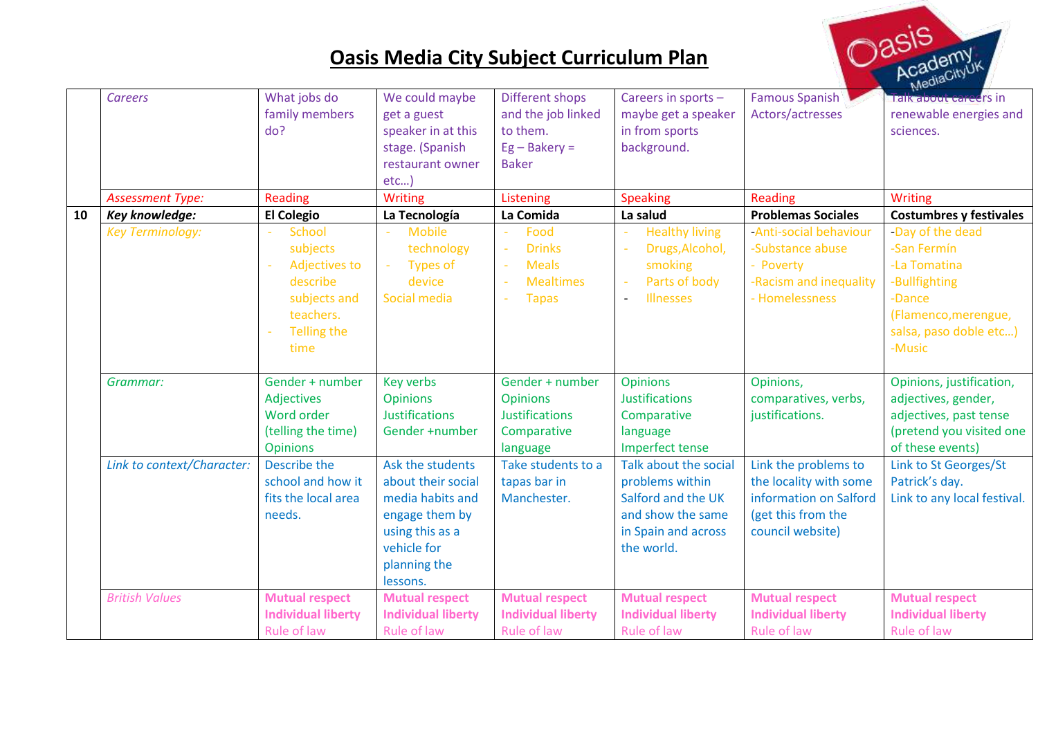# Oasis Media City Subject Curriculum Plan

| | | | | | | | |
|---|---|---|---|---|---|---|---|
| | *Careers* | What jobs do family members do? | We could maybe get a guest speaker in at this stage. (Spanish restaurant owner etc…) | Different shops and the job linked to them. Eg – Bakery = Baker | Careers in sports – maybe get a speaker in from sports background. | Famous Spanish Actors/actresses | Talk about careers in renewable energies and sciences. |
| | *Assessment Type:* | Reading | Writing | Listening | Speaking | Reading | Writing |
| **10** | ***Key knowledge:*** | **El Colegio** | **La Tecnología** | **La Comida** | **La salud** | **Problemas Sociales** | **Costumbres y festivales** |
| | *Key Terminology:* | - School subjects<br>- Adjectives to describe subjects and teachers.<br>- Telling the time | - Mobile technology<br>- Types of device<br>Social media | - Food<br>- Drinks<br>- Meals<br>- Mealtimes<br>- Tapas | - Healthy living<br>- Drugs,Alcohol, smoking<br>- Parts of body<br>- Illnesses | -Anti-social behaviour<br>-Substance abuse<br>- Poverty<br>-Racism and inequality<br>- Homelessness | -Day of the dead<br>-San Fermín<br>-La Tomatina<br>-Bullfighting<br>-Dance (Flamenco,merengue, salsa, paso doble etc…)<br>-Music |
| | *Grammar:* | Gender + number<br>Adjectives<br>Word order (telling the time)<br>Opinions | Key verbs<br>Opinions<br>Justifications<br>Gender +number | Gender + number<br>Opinions<br>Justifications<br>Comparative language | Opinions<br>Justifications<br>Comparative language<br>Imperfect tense | Opinions, comparatives, verbs, justifications. | Opinions, justification, adjectives, gender, adjectives, past tense (pretend you visited one of these events) |
| | *Link to context/Character:* | Describe the school and how it fits the local area needs. | Ask the students about their social media habits and engage them by using this as a vehicle for planning the lessons. | Take students to a tapas bar in Manchester. | Talk about the social problems within Salford and the UK and show the same in Spain and across the world. | Link the problems to the locality with some information on Salford (get this from the council website) | Link to St Georges/St Patrick's day.<br>Link to any local festival. |
| | *British Values* | **Mutual respect**<br>**Individual liberty**<br>Rule of law | **Mutual respect**<br>**Individual liberty**<br>Rule of law | **Mutual respect**<br>**Individual liberty**<br>Rule of law | **Mutual respect**<br>**Individual liberty**<br>Rule of law | **Mutual respect**<br>**Individual liberty**<br>Rule of law | **Mutual respect**<br>**Individual liberty**<br>Rule of law |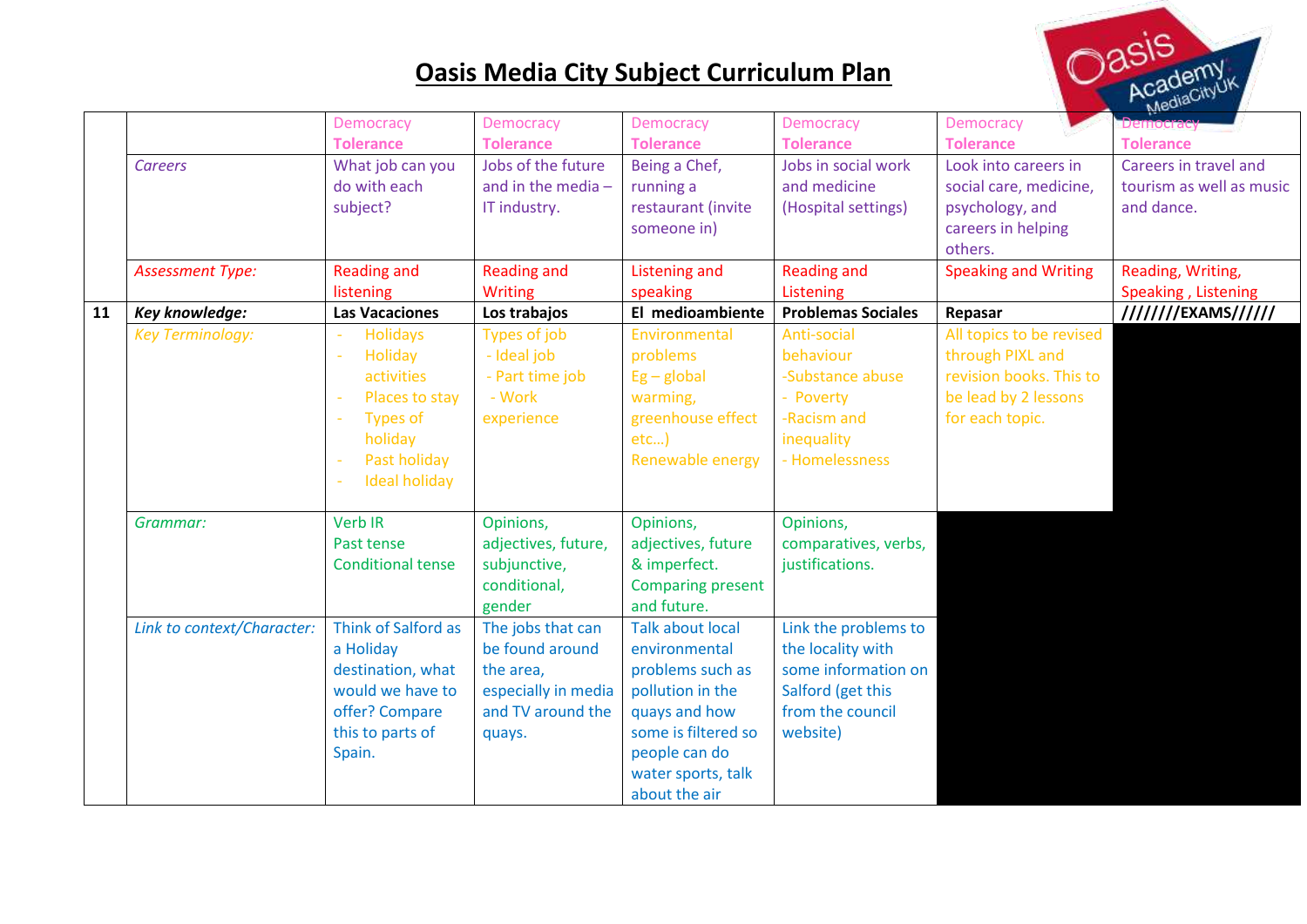# Oasis Media City Subject Curriculum Plan

| | | | | | | | |
|---|---|---|---|---|---|---|---|
| | | Democracy<br>**Tolerance** | Democracy<br>**Tolerance** | Democracy<br>**Tolerance** | Democracy<br>**Tolerance** | Democracy<br>**Tolerance** | Democracy<br>**Tolerance** |
| | *Careers* | What job can you do with each subject? | Jobs of the future and in the media – IT industry. | Being a Chef, running a restaurant (invite someone in) | Jobs in social work and medicine (Hospital settings) | Look into careers in social care, medicine, psychology, and careers in helping others. | Careers in travel and tourism as well as music and dance. |
| | *Assessment Type:* | Reading and listening | Reading and Writing | Listening and speaking | Reading and Listening | Speaking and Writing | Reading, Writing, Speaking , Listening |
| **11** | ***Key knowledge:*** | **Las Vacaciones** | **Los trabajos** | **El medioambiente** | **Problemas Sociales** | **Repasar** | **////////EXAMS//////** |
| | *Key Terminology:* | - Holidays<br>- Holiday activities<br>- Places to stay<br>- Types of holiday<br>- Past holiday<br>- Ideal holiday | Types of job<br>- Ideal job<br>- Part time job<br>- Work experience | Environmental problems<br>Eg – global warming, greenhouse effect etc…)<br>Renewable energy | Anti-social behaviour<br>-Substance abuse<br>- Poverty<br>-Racism and inequality<br>- Homelessness | All topics to be revised through PIXL and revision books. This to be lead by 2 lessons for each topic. | |
| | *Grammar:* | Verb IR<br>Past tense<br>Conditional tense | Opinions, adjectives, future, subjunctive, conditional, gender | Opinions, adjectives, future & imperfect.<br>Comparing present and future. | Opinions, comparatives, verbs, justifications. | | |
| | *Link to context/Character:* | Think of Salford as a Holiday destination, what would we have to offer? Compare this to parts of Spain. | The jobs that can be found around the area, especially in media and TV around the quays. | Talk about local environmental problems such as pollution in the quays and how some is filtered so people can do water sports, talk about the air | Link the problems to the locality with some information on Salford (get this from the council website) | | |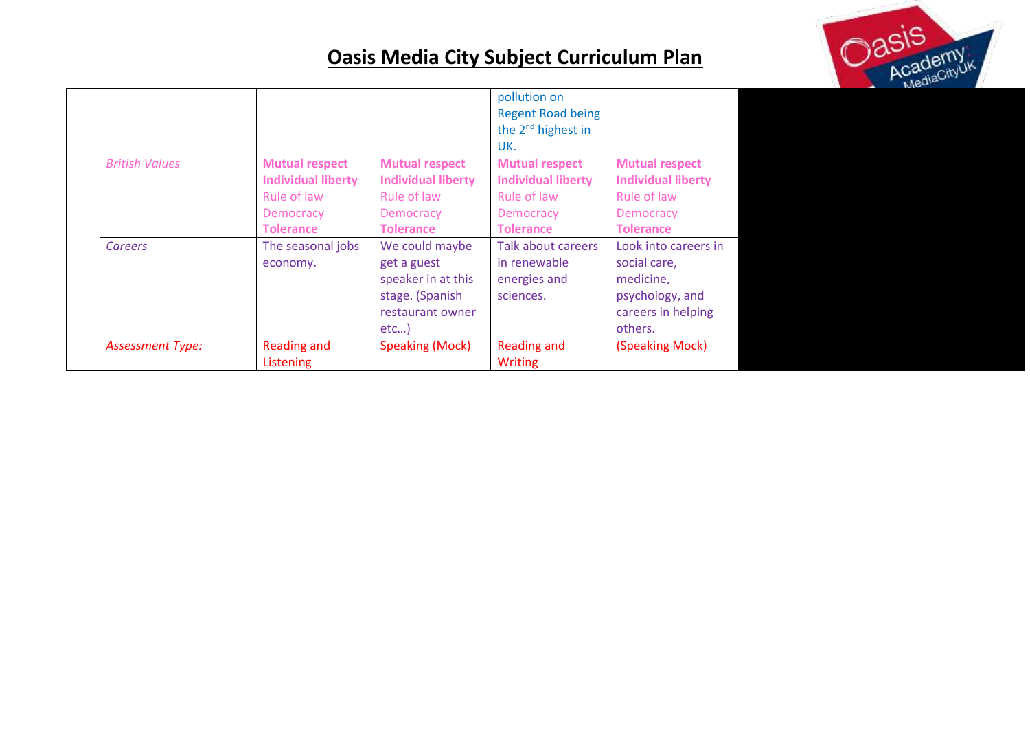# Oasis Media City Subject Curriculum Plan

| | | | | | | |
|---|---|---|---|---|---|---|
| | | | | pollution on Regent Road being the 2nd highest in UK. | | |
| | *British Values* | **Mutual respect** **Individual liberty** Rule of law Democracy **Tolerance** | **Mutual respect** **Individual liberty** Rule of law Democracy **Tolerance** | **Mutual respect** **Individual liberty** Rule of law Democracy **Tolerance** | **Mutual respect** **Individual liberty** Rule of law Democracy **Tolerance** | |
| | *Careers* | The seasonal jobs economy. | We could maybe get a guest speaker in at this stage. (Spanish restaurant owner etc…) | Talk about careers in renewable energies and sciences. | Look into careers in social care, medicine, psychology, and careers in helping others. | |
| | *Assessment Type:* | Reading and Listening | Speaking (Mock) | Reading and Writing | (Speaking Mock) | |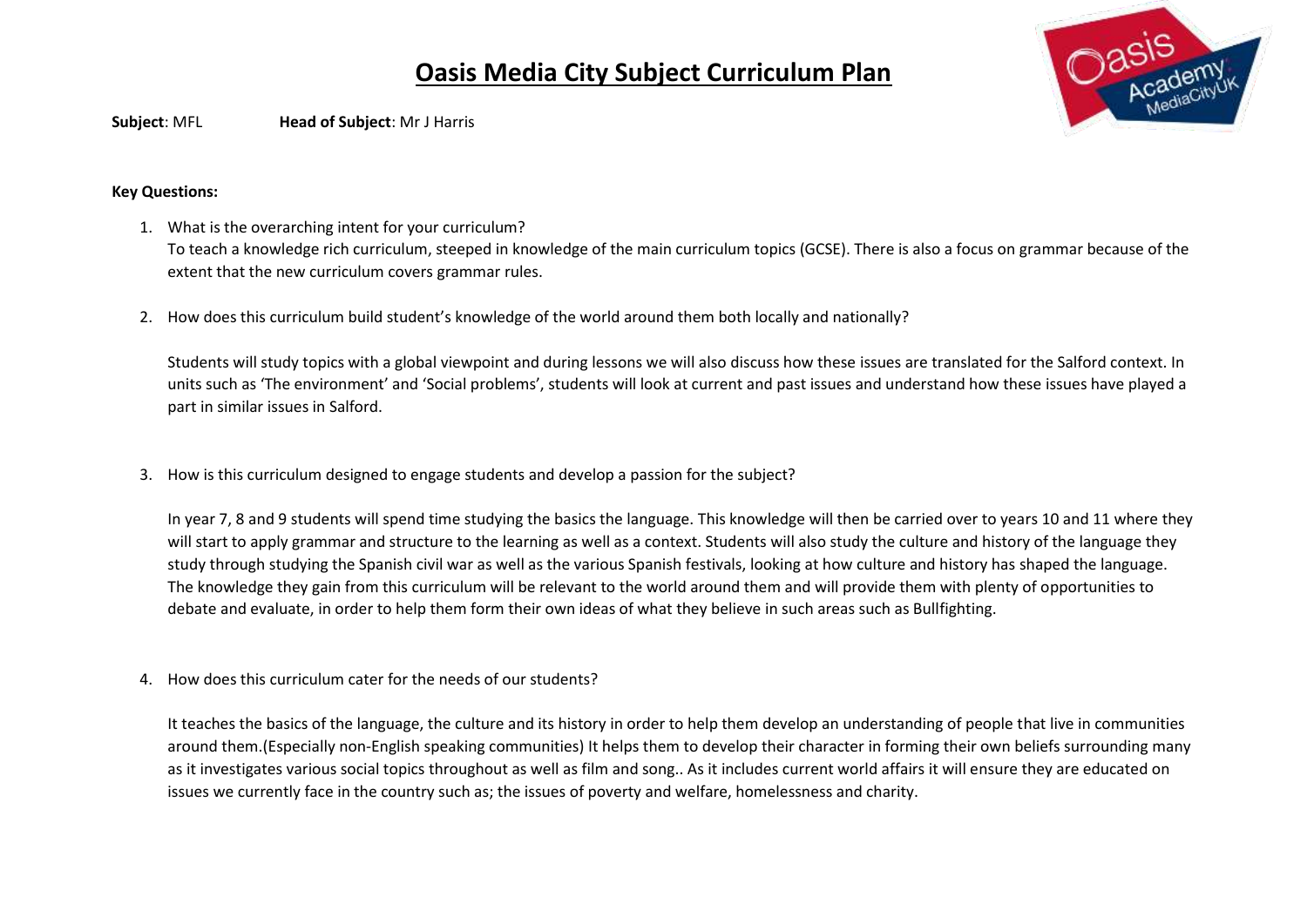# Oasis Media City Subject Curriculum Plan

**Subject**: MFL **Head of Subject**: Mr J Harris

**Key Questions:**

1. What is the overarching intent for your curriculum?
   To teach a knowledge rich curriculum, steeped in knowledge of the main curriculum topics (GCSE). There is also a focus on grammar because of the extent that the new curriculum covers grammar rules.

2. How does this curriculum build student's knowledge of the world around them both locally and nationally?

   Students will study topics with a global viewpoint and during lessons we will also discuss how these issues are translated for the Salford context. In units such as 'The environment' and 'Social problems', students will look at current and past issues and understand how these issues have played a part in similar issues in Salford.

3. How is this curriculum designed to engage students and develop a passion for the subject?

   In year 7, 8 and 9 students will spend time studying the basics the language. This knowledge will then be carried over to years 10 and 11 where they will start to apply grammar and structure to the learning as well as a context. Students will also study the culture and history of the language they study through studying the Spanish civil war as well as the various Spanish festivals, looking at how culture and history has shaped the language. The knowledge they gain from this curriculum will be relevant to the world around them and will provide them with plenty of opportunities to debate and evaluate, in order to help them form their own ideas of what they believe in such areas such as Bullfighting.

4. How does this curriculum cater for the needs of our students?

   It teaches the basics of the language, the culture and its history in order to help them develop an understanding of people that live in communities around them.(Especially non-English speaking communities) It helps them to develop their character in forming their own beliefs surrounding many as it investigates various social topics throughout as well as film and song.. As it includes current world affairs it will ensure they are educated on issues we currently face in the country such as; the issues of poverty and welfare, homelessness and charity.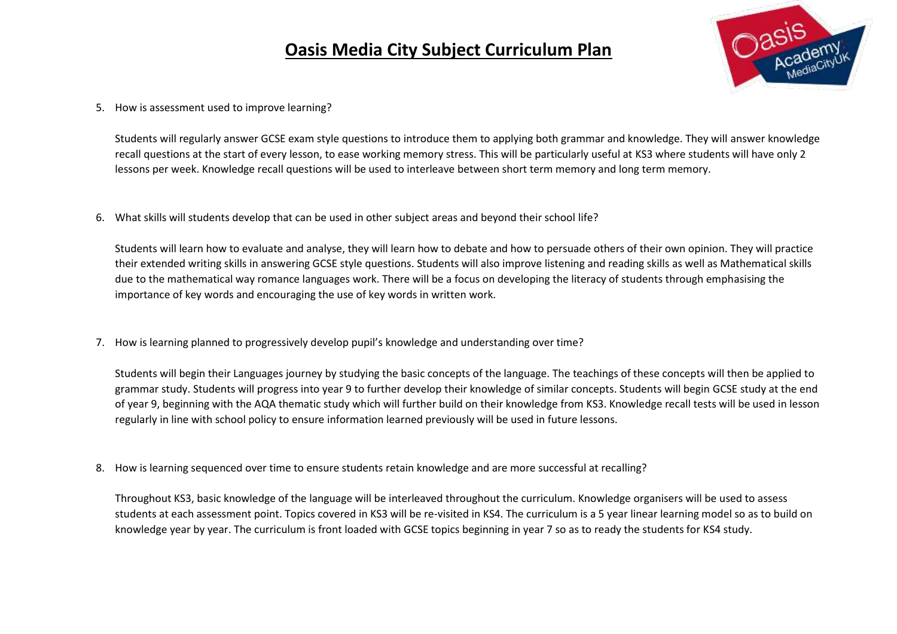# Oasis Media City Subject Curriculum Plan

5. How is assessment used to improve learning?

   Students will regularly answer GCSE exam style questions to introduce them to applying both grammar and knowledge. They will answer knowledge recall questions at the start of every lesson, to ease working memory stress. This will be particularly useful at KS3 where students will have only 2 lessons per week. Knowledge recall questions will be used to interleave between short term memory and long term memory.

6. What skills will students develop that can be used in other subject areas and beyond their school life?

   Students will learn how to evaluate and analyse, they will learn how to debate and how to persuade others of their own opinion. They will practice their extended writing skills in answering GCSE style questions. Students will also improve listening and reading skills as well as Mathematical skills due to the mathematical way romance languages work. There will be a focus on developing the literacy of students through emphasising the importance of key words and encouraging the use of key words in written work.

7. How is learning planned to progressively develop pupil's knowledge and understanding over time?

   Students will begin their Languages journey by studying the basic concepts of the language. The teachings of these concepts will then be applied to grammar study. Students will progress into year 9 to further develop their knowledge of similar concepts. Students will begin GCSE study at the end of year 9, beginning with the AQA thematic study which will further build on their knowledge from KS3. Knowledge recall tests will be used in lesson regularly in line with school policy to ensure information learned previously will be used in future lessons.

8. How is learning sequenced over time to ensure students retain knowledge and are more successful at recalling?

   Throughout KS3, basic knowledge of the language will be interleaved throughout the curriculum. Knowledge organisers will be used to assess students at each assessment point. Topics covered in KS3 will be re-visited in KS4. The curriculum is a 5 year linear learning model so as to build on knowledge year by year. The curriculum is front loaded with GCSE topics beginning in year 7 so as to ready the students for KS4 study.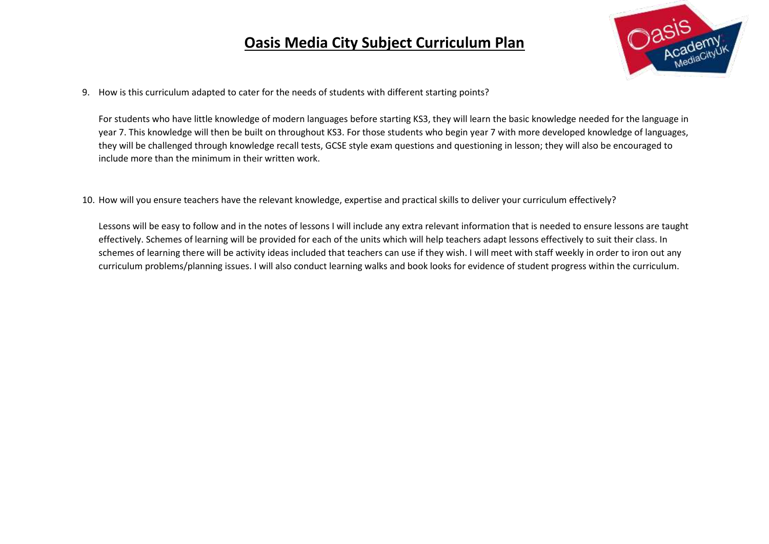# Oasis Media City Subject Curriculum Plan

9. How is this curriculum adapted to cater for the needs of students with different starting points?

   For students who have little knowledge of modern languages before starting KS3, they will learn the basic knowledge needed for the language in year 7. This knowledge will then be built on throughout KS3. For those students who begin year 7 with more developed knowledge of languages, they will be challenged through knowledge recall tests, GCSE style exam questions and questioning in lesson; they will also be encouraged to include more than the minimum in their written work.

10. How will you ensure teachers have the relevant knowledge, expertise and practical skills to deliver your curriculum effectively?

    Lessons will be easy to follow and in the notes of lessons I will include any extra relevant information that is needed to ensure lessons are taught effectively. Schemes of learning will be provided for each of the units which will help teachers adapt lessons effectively to suit their class. In schemes of learning there will be activity ideas included that teachers can use if they wish. I will meet with staff weekly in order to iron out any curriculum problems/planning issues. I will also conduct learning walks and book looks for evidence of student progress within the curriculum.